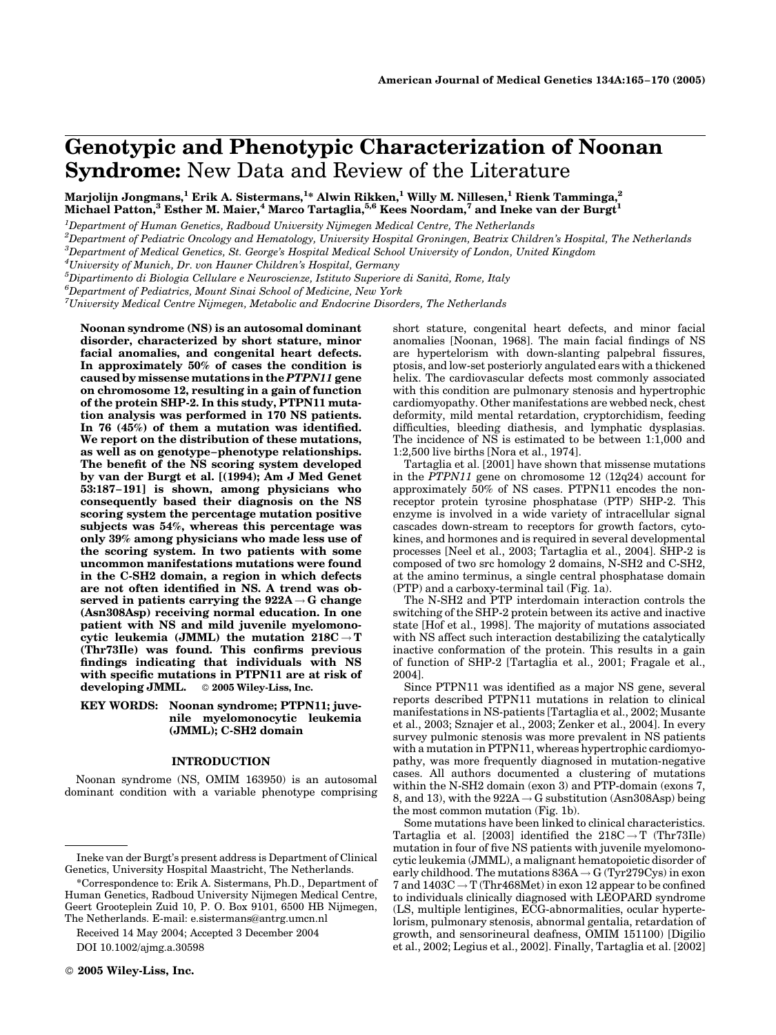# Genotypic and Phenotypic Characterization of Noonan Syndrome: New Data and Review of the Literature

**Marjolijn Jongmans,[1] Erik A. Sistermans,[1]* Alwin Rikken,[1] Willy M. Nillesen,[1] Rienk Tamminga,[2] Michael Patton,[3] Esther M. Maier,[4] Marco Tartaglia,[5,6] Kees Noordam,[7] and Ineke van der Burgt[1]**

[1]Department of Human Genetics, Radboud University Nijmegen Medical Centre, The Netherlands

[2]Department of Pediatric Oncology and Hematology, University Hospital Groningen, Beatrix Children's Hospital, The Netherlands

[3]Department of Medical Genetics, St. George's Hospital Medical School University of London, United Kingdom

[4]University of Munich, Dr. von Hauner Children's Hospital, Germany

[5]Dipartimento di Biologia Cellulare e Neuroscienze, Istituto Superiore di Sanità, Rome, Italy

[6]Department of Pediatrics, Mount Sinai School of Medicine, New York

[7]University Medical Centre Nijmegen, Metabolic and Endocrine Disorders, The Netherlands

**Noonan syndrome (NS) is an autosomal dominant disorder, characterized by short stature, minor facial anomalies, and congenital heart defects. In approximately 50% of cases the condition is caused by missense mutations in the *PTPN11* gene on chromosome 12, resulting in a gain of function of the protein SHP-2. In this study, PTPN11 mutation analysis was performed in 170 NS patients. In 76 (45%) of them a mutation was identified. We report on the distribution of these mutations, as well as on genotype–phenotype relationships. The benefit of the NS scoring system developed by van der Burgt et al. [(1994); Am J Med Genet 53:187–191] is shown, among physicians who consequently based their diagnosis on the NS scoring system the percentage mutation positive subjects was 54%, whereas this percentage was only 39% among physicians who made less use of the scoring system. In two patients with some uncommon manifestations mutations were found in the C-SH2 domain, a region in which defects are not often identified in NS. A trend was observed in patients carrying the 922A→G change (Asn308Asp) receiving normal education. In one patient with NS and mild juvenile myelomonocytic leukemia (JMML) the mutation 218C→T (Thr73Ile) was found. This confirms previous findings indicating that individuals with NS with specific mutations in PTPN11 are at risk of developing JMML.** © 2005 Wiley-Liss, Inc.

**KEY WORDS:** Noonan syndrome; PTPN11; juvenile myelomonocytic leukemia (JMML); C-SH2 domain

## INTRODUCTION

Noonan syndrome (NS, OMIM 163950) is an autosomal dominant condition with a variable phenotype comprising short stature, congenital heart defects, and minor facial anomalies [Noonan, 1968]. The main facial findings of NS are hypertelorism with down-slanting palpebral fissures, ptosis, and low-set posteriorly angulated ears with a thickened helix. The cardiovascular defects most commonly associated with this condition are pulmonary stenosis and hypertrophic cardiomyopathy. Other manifestations are webbed neck, chest deformity, mild mental retardation, cryptorchidism, feeding difficulties, bleeding diathesis, and lymphatic dysplasias. The incidence of NS is estimated to be between 1:1,000 and 1:2,500 live births [Nora et al., 1974].

Tartaglia et al. [2001] have shown that missense mutations in the *PTPN11* gene on chromosome 12 (12q24) account for approximately 50% of NS cases. PTPN11 encodes the non-receptor protein tyrosine phosphatase (PTP) SHP-2. This enzyme is involved in a wide variety of intracellular signal cascades down-stream to receptors for growth factors, cytokines, and hormones and is required in several developmental processes [Neel et al., 2003; Tartaglia et al., 2004]. SHP-2 is composed of two src homology 2 domains, N-SH2 and C-SH2, at the amino terminus, a single central phosphatase domain (PTP) and a carboxy-terminal tail (Fig. 1a).

The N-SH2 and PTP interdomain interaction controls the switching of the SHP-2 protein between its active and inactive state [Hof et al., 1998]. The majority of mutations associated with NS affect such interaction destabilizing the catalytically inactive conformation of the protein. This results in a gain of function of SHP-2 [Tartaglia et al., 2001; Fragale et al., 2004].

Since PTPN11 was identified as a major NS gene, several reports described PTPN11 mutations in relation to clinical manifestations in NS-patients [Tartaglia et al., 2002; Musante et al., 2003; Sznajer et al., 2003; Zenker et al., 2004]. In every survey pulmonic stenosis was more prevalent in NS patients with a mutation in PTPN11, whereas hypertrophic cardiomyopathy, was more frequently diagnosed in mutation-negative cases. All authors documented a clustering of mutations within the N-SH2 domain (exon 3) and PTP-domain (exons 7, 8, and 13), with the 922A→G substitution (Asn308Asp) being the most common mutation (Fig. 1b).

Some mutations have been linked to clinical characteristics. Tartaglia et al. [2003] identified the 218C→T (Thr73Ile) mutation in four of five NS patients with juvenile myelomonocytic leukemia (JMML), a malignant hematopoietic disorder of early childhood. The mutations 836A→G (Tyr279Cys) in exon 7 and 1403C→T (Thr468Met) in exon 12 appear to be confined to individuals clinically diagnosed with LEOPARD syndrome (LS, multiple lentigines, ECG-abnormalities, ocular hypertelorism, pulmonary stenosis, abnormal gentalia, retardation of growth, and sensorineural deafness, OMIM 151100) [Digilio et al., 2002; Legius et al., 2002]. Finally, Tartaglia et al. [2002]

---

Ineke van der Burgt's present address is Department of Clinical Genetics, University Hospital Maastricht, The Netherlands.

*Correspondence to: Erik A. Sistermans, Ph.D., Department of Human Genetics, Radboud University Nijmegen Medical Centre, Geert Grooteplein Zuid 10, P. O. Box 9101, 6500 HB Nijmegen, The Netherlands. E-mail: e.sistermans@antrg.umcn.nl

Received 14 May 2004; Accepted 3 December 2004

DOI 10.1002/ajmg.a.30598

© 2005 Wiley-Liss, Inc.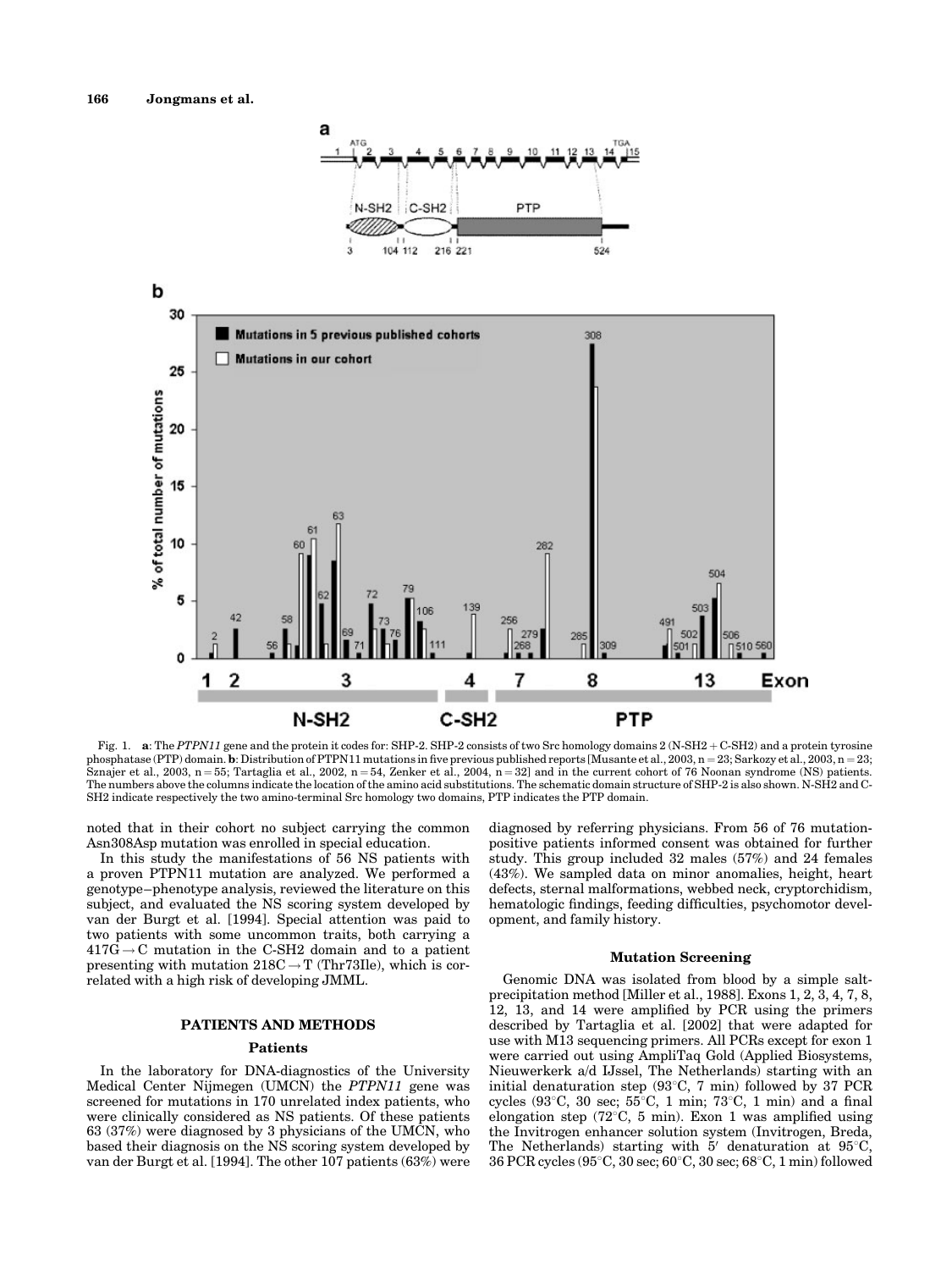Fig. 1. **a**: The *PTPN11* gene and the protein it codes for: SHP-2. SHP-2 consists of two Src homology domains 2 (N-SH2 + C-SH2) and a protein tyrosine phosphatase (PTP) domain. **b**: Distribution of PTPN11 mutations in five previous published reports [Musante et al., 2003, n = 23; Sarkozy et al., 2003, n = 23; Sznajer et al., 2003, n = 55; Tartaglia et al., 2002, n = 54, Zenker et al., 2004, n = 32] and in the current cohort of 76 Noonan syndrome (NS) patients. The numbers above the columns indicate the location of the amino acid substitutions. The schematic domain structure of SHP-2 is also shown. N-SH2 and C-SH2 indicate respectively the two amino-terminal Src homology two domains, PTP indicates the PTP domain.

noted that in their cohort no subject carrying the common Asn308Asp mutation was enrolled in special education.

In this study the manifestations of 56 NS patients with a proven PTPN11 mutation are analyzed. We performed a genotype–phenotype analysis, reviewed the literature on this subject, and evaluated the NS scoring system developed by van der Burgt et al. [1994]. Special attention was paid to two patients with some uncommon traits, both carrying a $417G \rightarrow C$ mutation in the C-SH2 domain and to a patient presenting with mutation $218C \rightarrow T$ (Thr73Ile), which is correlated with a high risk of developing JMML.

## PATIENTS AND METHODS

### Patients

In the laboratory for DNA-diagnostics of the University Medical Center Nijmegen (UMCN) the *PTPN11* gene was screened for mutations in 170 unrelated index patients, who were clinically considered as NS patients. Of these patients 63 (37%) were diagnosed by 3 physicians of the UMCN, who based their diagnosis on the NS scoring system developed by van der Burgt et al. [1994]. The other 107 patients (63%) were diagnosed by referring physicians. From 56 of 76 mutation-positive patients informed consent was obtained for further study. This group included 32 males (57%) and 24 females (43%). We sampled data on minor anomalies, height, heart defects, sternal malformations, webbed neck, cryptorchidism, hematologic findings, feeding difficulties, psychomotor development, and family history.

### Mutation Screening

Genomic DNA was isolated from blood by a simple salt-precipitation method [Miller et al., 1988]. Exons 1, 2, 3, 4, 7, 8, 12, 13, and 14 were amplified by PCR using the primers described by Tartaglia et al. [2002] that were adapted for use with M13 sequencing primers. All PCRs except for exon 1 were carried out using AmpliTaq Gold (Applied Biosystems, Nieuwerkerk a/d IJssel, The Netherlands) starting with an initial denaturation step (93°C, 7 min) followed by 37 PCR cycles (93°C, 30 sec; 55°C, 1 min; 73°C, 1 min) and a final elongation step (72°C, 5 min). Exon 1 was amplified using the Invitrogen enhancer solution system (Invitrogen, Breda, The Netherlands) starting with 5′ denaturation at 95°C, 36 PCR cycles (95°C, 30 sec; 60°C, 30 sec; 68°C, 1 min) followed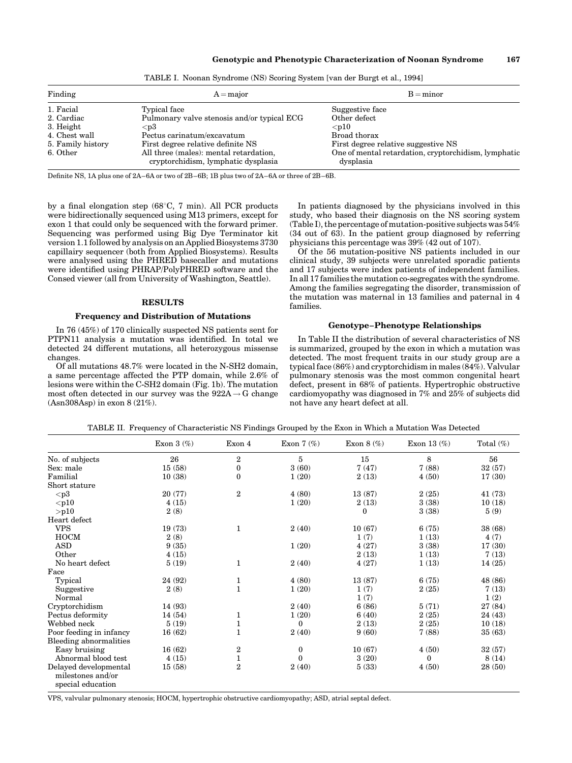TABLE I. Noonan Syndrome (NS) Scoring System [van der Burgt et al., 1994]

| Finding | A = major | B = minor |
|---|---|---|
| 1. Facial | Typical face | Suggestive face |
| 2. Cardiac | Pulmonary valve stenosis and/or typical ECG | Other defect |
| 3. Height | <p3 | <p10 |
| 4. Chest wall | Pectus carinatum/excavatum | Broad thorax |
| 5. Family history | First degree relative definite NS | First degree relative suggestive NS |
| 6. Other | All three (males): mental retardation, cryptorchidism, lymphatic dysplasia | One of mental retardation, cryptorchidism, lymphatic dysplasia |

Definite NS, 1A plus one of 2A–6A or two of 2B–6B; 1B plus two of 2A–6A or three of 2B–6B.

by a final elongation step (68°C, 7 min). All PCR products were bidirectionally sequenced using M13 primers, except for exon 1 that could only be sequenced with the forward primer. Sequencing was performed using Big Dye Terminator kit version 1.1 followed by analysis on an Applied Biosystems 3730 capillairy sequencer (both from Applied Biosystems). Results were analysed using the PHRED basecaller and mutations were identified using PHRAP/PolyPHRED software and the Consed viewer (all from University of Washington, Seattle).

## RESULTS

### Frequency and Distribution of Mutations

In 76 (45%) of 170 clinically suspected NS patients sent for PTPN11 analysis a mutation was identified. In total we detected 24 different mutations, all heterozygous missense changes.

Of all mutations 48.7% were located in the N-SH2 domain, a same percentage affected the PTP domain, while 2.6% of lesions were within the C-SH2 domain (Fig. 1b). The mutation most often detected in our survey was the 922A→G change (Asn308Asp) in exon 8 (21%).

In patients diagnosed by the physicians involved in this study, who based their diagnosis on the NS scoring system (Table I), the percentage of mutation-positive subjects was 54% (34 out of 63). In the patient group diagnosed by referring physicians this percentage was 39% (42 out of 107).

Of the 56 mutation-positive NS patients included in our clinical study, 39 subjects were unrelated sporadic patients and 17 subjects were index patients of independent families. In all 17 families the mutation co-segregates with the syndrome. Among the families segregating the disorder, transmission of the mutation was maternal in 13 families and paternal in 4 families.

### Genotype–Phenotype Relationships

In Table II the distribution of several characteristics of NS is summarized, grouped by the exon in which a mutation was detected. The most frequent traits in our study group are a typical face (86%) and cryptorchidism in males (84%). Valvular pulmonary stenosis was the most common congenital heart defect, present in 68% of patients. Hypertrophic obstructive cardiomyopathy was diagnosed in 7% and 25% of subjects did not have any heart defect at all.

TABLE II. Frequency of Characteristic NS Findings Grouped by the Exon in Which a Mutation Was Detected

| | Exon 3 (%) | Exon 4 | Exon 7 (%) | Exon 8 (%) | Exon 13 (%) | Total (%) |
|---|---|---|---|---|---|---|
| No. of subjects | 26 | 2 | 5 | 15 | 8 | 56 |
| Sex: male | 15 (58) | 0 | 3 (60) | 7 (47) | 7 (88) | 32 (57) |
| Familial | 10 (38) | 0 | 1 (20) | 2 (13) | 4 (50) | 17 (30) |
| Short stature | | | | | | |
| <p3 | 20 (77) | 2 | 4 (80) | 13 (87) | 2 (25) | 41 (73) |
| <p10 | 4 (15) | | 1 (20) | 2 (13) | 3 (38) | 10 (18) |
| >p10 | 2 (8) | | | 0 | 3 (38) | 5 (9) |
| Heart defect | | | | | | |
| VPS | 19 (73) | 1 | 2 (40) | 10 (67) | 6 (75) | 38 (68) |
| HOCM | 2 (8) | | | 1 (7) | 1 (13) | 4 (7) |
| ASD | 9 (35) | | 1 (20) | 4 (27) | 3 (38) | 17 (30) |
| Other | 4 (15) | | | 2 (13) | 1 (13) | 7 (13) |
| No heart defect | 5 (19) | 1 | 2 (40) | 4 (27) | 1 (13) | 14 (25) |
| Face | | | | | | |
| Typical | 24 (92) | 1 | 4 (80) | 13 (87) | 6 (75) | 48 (86) |
| Suggestive | 2 (8) | 1 | 1 (20) | 1 (7) | 2 (25) | 7 (13) |
| Normal | | | | 1 (7) | | 1 (2) |
| Cryptorchidism | 14 (93) | | 2 (40) | 6 (86) | 5 (71) | 27 (84) |
| Pectus deformity | 14 (54) | 1 | 1 (20) | 6 (40) | 2 (25) | 24 (43) |
| Webbed neck | 5 (19) | 1 | 0 | 2 (13) | 2 (25) | 10 (18) |
| Poor feeding in infancy | 16 (62) | 1 | 2 (40) | 9 (60) | 7 (88) | 35 (63) |
| Bleeding abnormalities | | | | | | |
| Easy bruising | 16 (62) | 2 | 0 | 10 (67) | 4 (50) | 32 (57) |
| Abnormal blood test | 4 (15) | 1 | 0 | 3 (20) | 0 | 8 (14) |
| Delayed developmental milestones and/or special education | 15 (58) | 2 | 2 (40) | 5 (33) | 4 (50) | 28 (50) |

VPS, valvular pulmonary stenosis; HOCM, hypertrophic obstructive cardiomyopathy; ASD, atrial septal defect.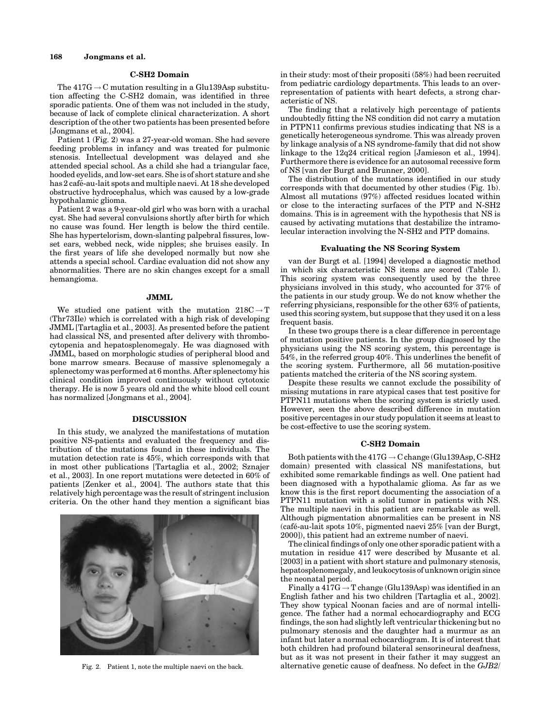### C-SH2 Domain

The 417G → C mutation resulting in a Glu139Asp substitution affecting the C-SH2 domain, was identified in three sporadic patients. One of them was not included in the study, because of lack of complete clinical characterization. A short description of the other two patients has been presented before [Jongmans et al., 2004].

Patient 1 (Fig. 2) was a 27-year-old woman. She had severe feeding problems in infancy and was treated for pulmonic stenosis. Intellectual development was delayed and she attended special school. As a child she had a triangular face, hooded eyelids, and low-set ears. She is of short stature and she has 2 café-au-lait spots and multiple naevi. At 18 she developed obstructive hydrocephalus, which was caused by a low-grade hypothalamic glioma.

Patient 2 was a 9-year-old girl who was born with a urachal cyst. She had several convulsions shortly after birth for which no cause was found. Her length is below the third centile. She has hypertelorism, down-slanting palpebral fissures, low-set ears, webbed neck, wide nipples; she bruises easily. In the first years of life she developed normally but now she attends a special school. Cardiac evaluation did not show any abnormalities. There are no skin changes except for a small hemangioma.

### JMML

We studied one patient with the mutation 218C → T (Thr73Ile) which is correlated with a high risk of developing JMML [Tartaglia et al., 2003]. As presented before the patient had classical NS, and presented after delivery with thrombocytopenia and hepatosplenomegaly. He was diagnosed with JMML, based on morphologic studies of peripheral blood and bone marrow smears. Because of massive splenomegaly a splenectomy was performed at 6 months. After splenectomy his clinical condition improved continuously without cytotoxic therapy. He is now 5 years old and the white blood cell count has normalized [Jongmans et al., 2004].

## DISCUSSION

In this study, we analyzed the manifestations of mutation positive NS-patients and evaluated the frequency and distribution of the mutations found in these individuals. The mutation detection rate is 45%, which corresponds with that in most other publications [Tartaglia et al., 2002; Sznajer et al., 2003]. In one report mutations were detected in 60% of patients [Zenker et al., 2004]. The authors state that this relatively high percentage was the result of stringent inclusion criteria. On the other hand they mention a significant bias in their study: most of their propositi (58%) had been recruited from pediatric cardiology departments. This leads to an over-representation of patients with heart defects, a strong characteristic of NS.

Fig. 2. Patient 1, note the multiple naevi on the back.

The finding that a relatively high percentage of patients undoubtedly fitting the NS condition did not carry a mutation in PTPN11 confirms previous studies indicating that NS is a genetically heterogeneous syndrome. This was already proven by linkage analysis of a NS syndrome-family that did not show linkage to the 12q24 critical region [Jamieson et al., 1994]. Furthermore there is evidence for an autosomal recessive form of NS [van der Burgt and Brunner, 2000].

The distribution of the mutations identified in our study corresponds with that documented by other studies (Fig. 1b). Almost all mutations (97%) affected residues located within or close to the interacting surfaces of the PTP and N-SH2 domains. This is in agreement with the hypothesis that NS is caused by activating mutations that destabilize the intramolecular interaction involving the N-SH2 and PTP domains.

### Evaluating the NS Scoring System

van der Burgt et al. [1994] developed a diagnostic method in which six characteristic NS items are scored (Table I). This scoring system was consequently used by the three physicians involved in this study, who accounted for 37% of the patients in our study group. We do not know whether the referring physicians, responsible for the other 63% of patients, used this scoring system, but suppose that they used it on a less frequent basis.

In these two groups there is a clear difference in percentage of mutation positive patients. In the group diagnosed by the physicians using the NS scoring system, this percentage is 54%, in the referred group 40%. This underlines the benefit of the scoring system. Furthermore, all 56 mutation-positive patients matched the criteria of the NS scoring system.

Despite these results we cannot exclude the possibility of missing mutations in rare atypical cases that test positive for PTPN11 mutations when the scoring system is strictly used. However, seen the above described difference in mutation positive percentages in our study population it seems at least to be cost-effective to use the scoring system.

### C-SH2 Domain

Both patients with the 417G → C change (Glu139Asp, C-SH2 domain) presented with classical NS manifestations, but exhibited some remarkable findings as well. One patient had been diagnosed with a hypothalamic glioma. As far as we know this is the first report documenting the association of a PTPN11 mutation with a solid tumor in patients with NS. The multiple naevi in this patient are remarkable as well. Although pigmentation abnormalities can be present in NS (café-au-lait spots 10%, pigmented naevi 25% [van der Burgt, 2000]), this patient had an extreme number of naevi.

The clinical findings of only one other sporadic patient with a mutation in residue 417 were described by Musante et al. [2003] in a patient with short stature and pulmonary stenosis, hepatosplenomegaly, and leukocytosis of unknown origin since the neonatal period.

Finally a 417G → T change (Glu139Asp) was identified in an English father and his two children [Tartaglia et al., 2002]. They show typical Noonan facies and are of normal intelligence. The father had a normal echocardiography and ECG findings, the son had slightly left ventricular thickening but no pulmonary stenosis and the daughter had a murmur as an infant but later a normal echocardiogram. It is of interest that both children had profound bilateral sensorineural deafness, but as it was not present in their father it may suggest an alternative genetic cause of deafness. No defect in the *GJB2/*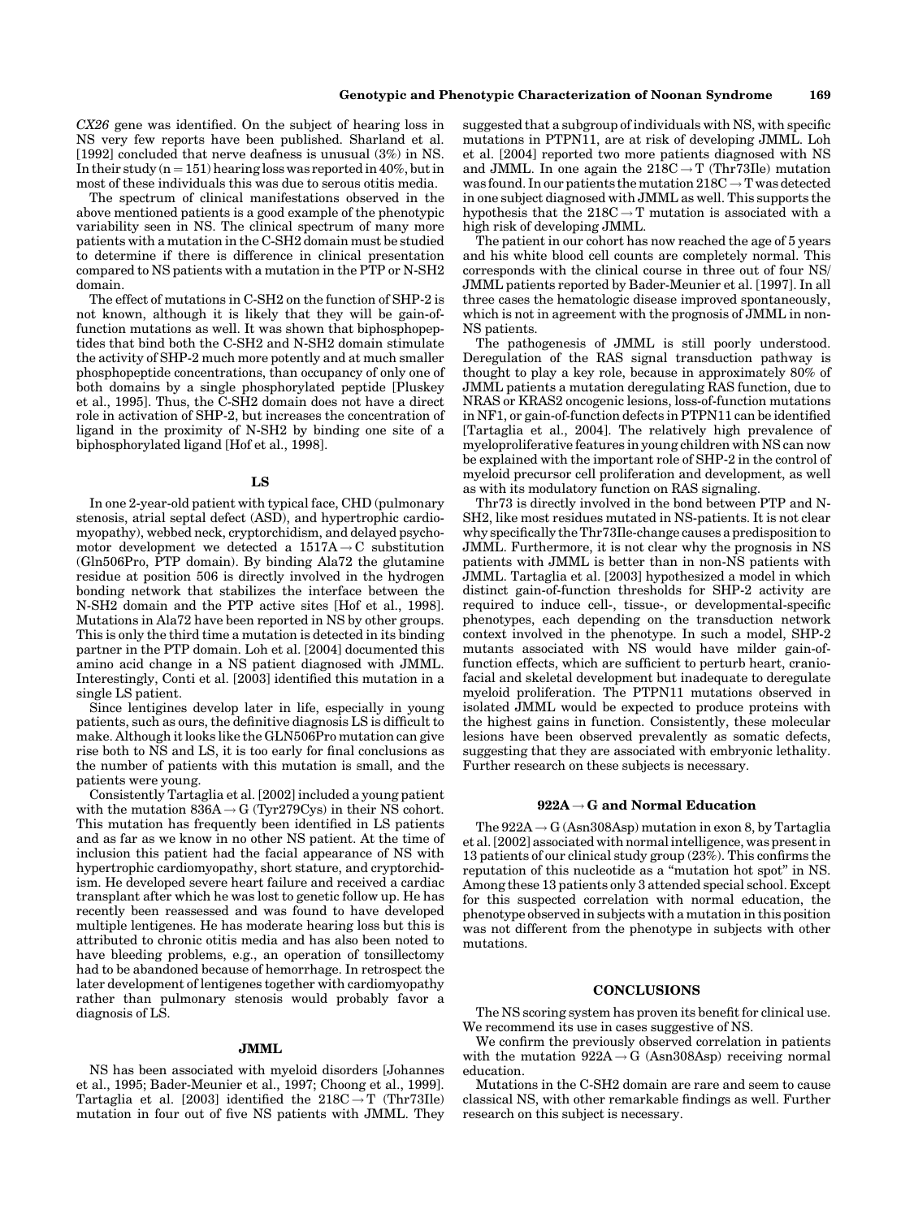*CX26* gene was identified. On the subject of hearing loss in NS very few reports have been published. Sharland et al. [1992] concluded that nerve deafness is unusual (3%) in NS. In their study (n = 151) hearing loss was reported in 40%, but in most of these individuals this was due to serous otitis media.

The spectrum of clinical manifestations observed in the above mentioned patients is a good example of the phenotypic variability seen in NS. The clinical spectrum of many more patients with a mutation in the C-SH2 domain must be studied to determine if there is difference in clinical presentation compared to NS patients with a mutation in the PTP or N-SH2 domain.

The effect of mutations in C-SH2 on the function of SHP-2 is not known, although it is likely that they will be gain-of-function mutations as well. It was shown that biphosphopeptides that bind both the C-SH2 and N-SH2 domain stimulate the activity of SHP-2 much more potently and at much smaller phosphopeptide concentrations, than occupancy of only one of both domains by a single phosphorylated peptide [Pluskey et al., 1995]. Thus, the C-SH2 domain does not have a direct role in activation of SHP-2, but increases the concentration of ligand in the proximity of N-SH2 by binding one site of a biphosphorylated ligand [Hof et al., 1998].

## LS

In one 2-year-old patient with typical face, CHD (pulmonary stenosis, atrial septal defect (ASD), and hypertrophic cardiomyopathy), webbed neck, cryptorchidism, and delayed psychomotor development we detected a 1517A → C substitution (Gln506Pro, PTP domain). By binding Ala72 the glutamine residue at position 506 is directly involved in the hydrogen bonding network that stabilizes the interface between the N-SH2 domain and the PTP active sites [Hof et al., 1998]. Mutations in Ala72 have been reported in NS by other groups. This is only the third time a mutation is detected in its binding partner in the PTP domain. Loh et al. [2004] documented this amino acid change in a NS patient diagnosed with JMML. Interestingly, Conti et al. [2003] identified this mutation in a single LS patient.

Since lentigines develop later in life, especially in young patients, such as ours, the definitive diagnosis LS is difficult to make. Although it looks like the GLN506Pro mutation can give rise both to NS and LS, it is too early for final conclusions as the number of patients with this mutation is small, and the patients were young.

Consistently Tartaglia et al. [2002] included a young patient with the mutation 836A → G (Tyr279Cys) in their NS cohort. This mutation has frequently been identified in LS patients and as far as we know in no other NS patient. At the time of inclusion this patient had the facial appearance of NS with hypertrophic cardiomyopathy, short stature, and cryptorchidism. He developed severe heart failure and received a cardiac transplant after which he was lost to genetic follow up. He has recently been reassessed and was found to have developed multiple lentigenes. He has moderate hearing loss but this is attributed to chronic otitis media and has also been noted to have bleeding problems, e.g., an operation of tonsillectomy had to be abandoned because of hemorrhage. In retrospect the later development of lentigenes together with cardiomyopathy rather than pulmonary stenosis would probably favor a diagnosis of LS.

## JMML

NS has been associated with myeloid disorders [Johannes et al., 1995; Bader-Meunier et al., 1997; Choong et al., 1999]. Tartaglia et al. [2003] identified the 218C → T (Thr73Ile) mutation in four out of five NS patients with JMML. They suggested that a subgroup of individuals with NS, with specific mutations in PTPN11, are at risk of developing JMML. Loh et al. [2004] reported two more patients diagnosed with NS and JMML. In one again the 218C → T (Thr73Ile) mutation was found. In our patients the mutation 218C → T was detected in one subject diagnosed with JMML as well. This supports the hypothesis that the 218C → T mutation is associated with a high risk of developing JMML.

The patient in our cohort has now reached the age of 5 years and his white blood cell counts are completely normal. This corresponds with the clinical course in three out of four NS/JMML patients reported by Bader-Meunier et al. [1997]. In all three cases the hematologic disease improved spontaneously, which is not in agreement with the prognosis of JMML in non-NS patients.

The pathogenesis of JMML is still poorly understood. Deregulation of the RAS signal transduction pathway is thought to play a key role, because in approximately 80% of JMML patients a mutation deregulating RAS function, due to NRAS or KRAS2 oncogenic lesions, loss-of-function mutations in NF1, or gain-of-function defects in PTPN11 can be identified [Tartaglia et al., 2004]. The relatively high prevalence of myeloproliferative features in young children with NS can now be explained with the important role of SHP-2 in the control of myeloid precursor cell proliferation and development, as well as with its modulatory function on RAS signaling.

Thr73 is directly involved in the bond between PTP and N-SH2, like most residues mutated in NS-patients. It is not clear why specifically the Thr73Ile-change causes a predisposition to JMML. Furthermore, it is not clear why the prognosis in NS patients with JMML is better than in non-NS patients with JMML. Tartaglia et al. [2003] hypothesized a model in which distinct gain-of-function thresholds for SHP-2 activity are required to induce cell-, tissue-, or developmental-specific phenotypes, each depending on the transduction network context involved in the phenotype. In such a model, SHP-2 mutants associated with NS would have milder gain-of-function effects, which are sufficient to perturb heart, craniofacial and skeletal development but inadequate to deregulate myeloid proliferation. The PTPN11 mutations observed in isolated JMML would be expected to produce proteins with the highest gains in function. Consistently, these molecular lesions have been observed prevalently as somatic defects, suggesting that they are associated with embryonic lethality. Further research on these subjects is necessary.

## 922A → G and Normal Education

The 922A → G (Asn308Asp) mutation in exon 8, by Tartaglia et al. [2002] associated with normal intelligence, was present in 13 patients of our clinical study group (23%). This confirms the reputation of this nucleotide as a "mutation hot spot" in NS. Among these 13 patients only 3 attended special school. Except for this suspected correlation with normal education, the phenotype observed in subjects with a mutation in this position was not different from the phenotype in subjects with other mutations.

## CONCLUSIONS

The NS scoring system has proven its benefit for clinical use. We recommend its use in cases suggestive of NS.

We confirm the previously observed correlation in patients with the mutation 922A → G (Asn308Asp) receiving normal education.

Mutations in the C-SH2 domain are rare and seem to cause classical NS, with other remarkable findings as well. Further research on this subject is necessary.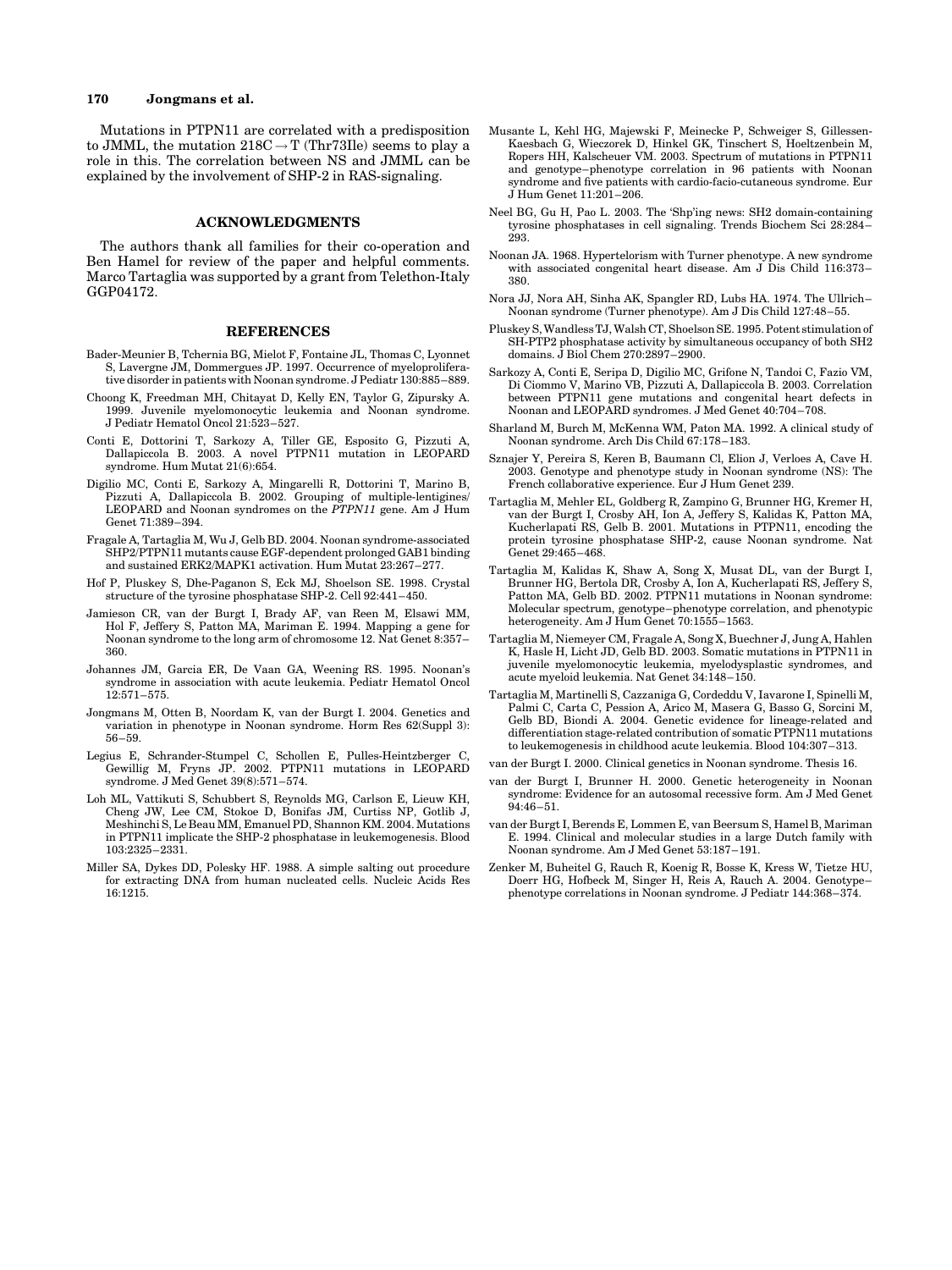Mutations in PTPN11 are correlated with a predisposition to JMML, the mutation 218C → T (Thr73Ile) seems to play a role in this. The correlation between NS and JMML can be explained by the involvement of SHP-2 in RAS-signaling.

## ACKNOWLEDGMENTS

The authors thank all families for their co-operation and Ben Hamel for review of the paper and helpful comments. Marco Tartaglia was supported by a grant from Telethon-Italy GGP04172.

## REFERENCES

Bader-Meunier B, Tchernia BG, Mielot F, Fontaine JL, Thomas C, Lyonnet S, Lavergne JM, Dommergues JP. 1997. Occurrence of myeloproliferative disorder in patients with Noonan syndrome. J Pediatr 130:885–889.

Choong K, Freedman MH, Chitayat D, Kelly EN, Taylor G, Zipursky A. 1999. Juvenile myelomonocytic leukemia and Noonan syndrome. J Pediatr Hematol Oncol 21:523–527.

Conti E, Dottorini T, Sarkozy A, Tiller GE, Esposito G, Pizzuti A, Dallapiccola B. 2003. A novel PTPN11 mutation in LEOPARD syndrome. Hum Mutat 21(6):654.

Digilio MC, Conti E, Sarkozy A, Mingarelli R, Dottorini T, Marino B, Pizzuti A, Dallapiccola B. 2002. Grouping of multiple-lentigines/LEOPARD and Noonan syndromes on the *PTPN11* gene. Am J Hum Genet 71:389–394.

Fragale A, Tartaglia M, Wu J, Gelb BD. 2004. Noonan syndrome-associated SHP2/PTPN11 mutants cause EGF-dependent prolonged GAB1 binding and sustained ERK2/MAPK1 activation. Hum Mutat 23:267–277.

Hof P, Pluskey S, Dhe-Paganon S, Eck MJ, Shoelson SE. 1998. Crystal structure of the tyrosine phosphatase SHP-2. Cell 92:441–450.

Jamieson CR, van der Burgt I, Brady AF, van Reen M, Elsawi MM, Hol F, Jeffery S, Patton MA, Mariman E. 1994. Mapping a gene for Noonan syndrome to the long arm of chromosome 12. Nat Genet 8:357–360.

Johannes JM, Garcia ER, De Vaan GA, Weening RS. 1995. Noonan's syndrome in association with acute leukemia. Pediatr Hematol Oncol 12:571–575.

Jongmans M, Otten B, Noordam K, van der Burgt I. 2004. Genetics and variation in phenotype in Noonan syndrome. Horm Res 62(Suppl 3): 56–59.

Legius E, Schrander-Stumpel C, Schollen E, Pulles-Heintzberger C, Gewillig M, Fryns JP. 2002. PTPN11 mutations in LEOPARD syndrome. J Med Genet 39(8):571–574.

Loh ML, Vattikuti S, Schubbert S, Reynolds MG, Carlson E, Lieuw KH, Cheng JW, Lee CM, Stokoe D, Bonifas JM, Curtiss NP, Gotlib J, Meshinchi S, Le Beau MM, Emanuel PD, Shannon KM. 2004. Mutations in PTPN11 implicate the SHP-2 phosphatase in leukemogenesis. Blood 103:2325–2331.

Miller SA, Dykes DD, Polesky HF. 1988. A simple salting out procedure for extracting DNA from human nucleated cells. Nucleic Acids Res 16:1215.

Musante L, Kehl HG, Majewski F, Meinecke P, Schweiger S, Gillessen-Kaesbach G, Wieczorek D, Hinkel GK, Tinschert S, Hoeltzenbein M, Ropers HH, Kalscheuer VM. 2003. Spectrum of mutations in PTPN11 and genotype–phenotype correlation in 96 patients with Noonan syndrome and five patients with cardio-facio-cutaneous syndrome. Eur J Hum Genet 11:201–206.

Neel BG, Gu H, Pao L. 2003. The 'Shp'ing news: SH2 domain-containing tyrosine phosphatases in cell signaling. Trends Biochem Sci 28:284–293.

Noonan JA. 1968. Hypertelorism with Turner phenotype. A new syndrome with associated congenital heart disease. Am J Dis Child 116:373–380.

Nora JJ, Nora AH, Sinha AK, Spangler RD, Lubs HA. 1974. The Ullrich–Noonan syndrome (Turner phenotype). Am J Dis Child 127:48–55.

Pluskey S, Wandless TJ, Walsh CT, Shoelson SE. 1995. Potent stimulation of SH-PTP2 phosphatase activity by simultaneous occupancy of both SH2 domains. J Biol Chem 270:2897–2900.

Sarkozy A, Conti E, Seripa D, Digilio MC, Grifone N, Tandoi C, Fazio VM, Di Ciommo V, Marino VB, Pizzuti A, Dallapiccola B. 2003. Correlation between PTPN11 gene mutations and congenital heart defects in Noonan and LEOPARD syndromes. J Med Genet 40:704–708.

Sharland M, Burch M, McKenna WM, Paton MA. 1992. A clinical study of Noonan syndrome. Arch Dis Child 67:178–183.

Sznajer Y, Pereira S, Keren B, Baumann Cl, Elion J, Verloes A, Cave H. 2003. Genotype and phenotype study in Noonan syndrome (NS): The French collaborative experience. Eur J Hum Genet 239.

Tartaglia M, Mehler EL, Goldberg R, Zampino G, Brunner HG, Kremer H, van der Burgt I, Crosby AH, Ion A, Jeffery S, Kalidas K, Patton MA, Kucherlapati RS, Gelb BD. 2001. Mutations in PTPN11, encoding the protein tyrosine phosphatase SHP-2, cause Noonan syndrome. Nat Genet 29:465–468.

Tartaglia M, Kalidas K, Shaw A, Song X, Musat DL, van der Burgt I, Brunner HG, Bertola DR, Crosby A, Ion A, Kucherlapati RS, Jeffery S, Patton MA, Gelb BD. 2002. PTPN11 mutations in Noonan syndrome: Molecular spectrum, genotype–phenotype correlation, and phenotypic heterogeneity. Am J Hum Genet 70:1555–1563.

Tartaglia M, Niemeyer CM, Fragale A, Song X, Buechner J, Jung A, Hahlen K, Hasle H, Licht JD, Gelb BD. 2003. Somatic mutations in PTPN11 in juvenile myelomonocytic leukemia, myelodysplastic syndromes, and acute myeloid leukemia. Nat Genet 34:148–150.

Tartaglia M, Martinelli S, Cazzaniga G, Cordeddu V, Iavarone I, Spinelli M, Palmi C, Carta C, Pession A, Arico M, Masera G, Basso G, Sorcini M, Gelb BD, Biondi A. 2004. Genetic evidence for lineage-related and differentiation stage-related contribution of somatic PTPN11 mutations to leukemogenesis in childhood acute leukemia. Blood 104:307–313.

van der Burgt I. 2000. Clinical genetics in Noonan syndrome. Thesis 16.

van der Burgt I, Brunner H. 2000. Genetic heterogeneity in Noonan syndrome: Evidence for an autosomal recessive form. Am J Med Genet 94:46–51.

van der Burgt I, Berends E, Lommen E, van Beersum S, Hamel B, Mariman E. 1994. Clinical and molecular studies in a large Dutch family with Noonan syndrome. Am J Med Genet 53:187–191.

Zenker M, Buheitel G, Rauch R, Koenig R, Bosse K, Kress W, Tietze HU, Doerr HG, Hofbeck M, Singer H, Reis A, Rauch A. 2004. Genotype–phenotype correlations in Noonan syndrome. J Pediatr 144:368–374.